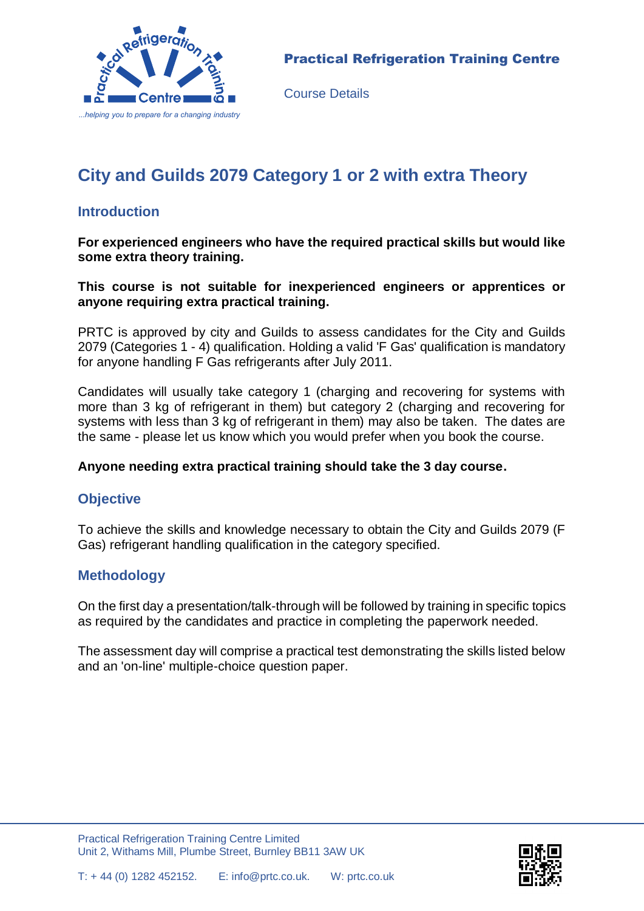Practical Refrigeration Training Centre

Course Details

# City and Guilds 2079 Category 1 or 2 with extra Theory

## Introduction

**For experienced engineers who have the required practical skills but would like some extra theory training.**

**This course is not suitable for inexperienced engineers or apprentices or anyone requiring extra practical training.**

PRTC is approved by city and Guilds to assess candidates for the City and Guilds 2079 (Categories 1 - 4) qualification. Holding a valid 'F Gas' qualification is mandatory for anyone handling F Gas refrigerants after July 2011.

Candidates will usually take category 1 (charging and recovering for systems with more than 3 kg of refrigerant in them) but category 2 (charging and recovering for systems with less than 3 kg of refrigerant in them) may also be taken. The dates are the same - please let us know which you would prefer when you book the course.

**Anyone needing extra practical training should take the 3 day course.**

## Objective

To achieve the skills and knowledge necessary to obtain the City and Guilds 2079 (F Gas) refrigerant handling qualification in the category specified.

## Methodology

On the first day a presentation/talk-through will be followed by training in specific topics as required by the candidates and practice in completing the paperwork needed.

The assessment day will comprise a practical test demonstrating the skills listed below and an 'on-line' multiple-choice question paper.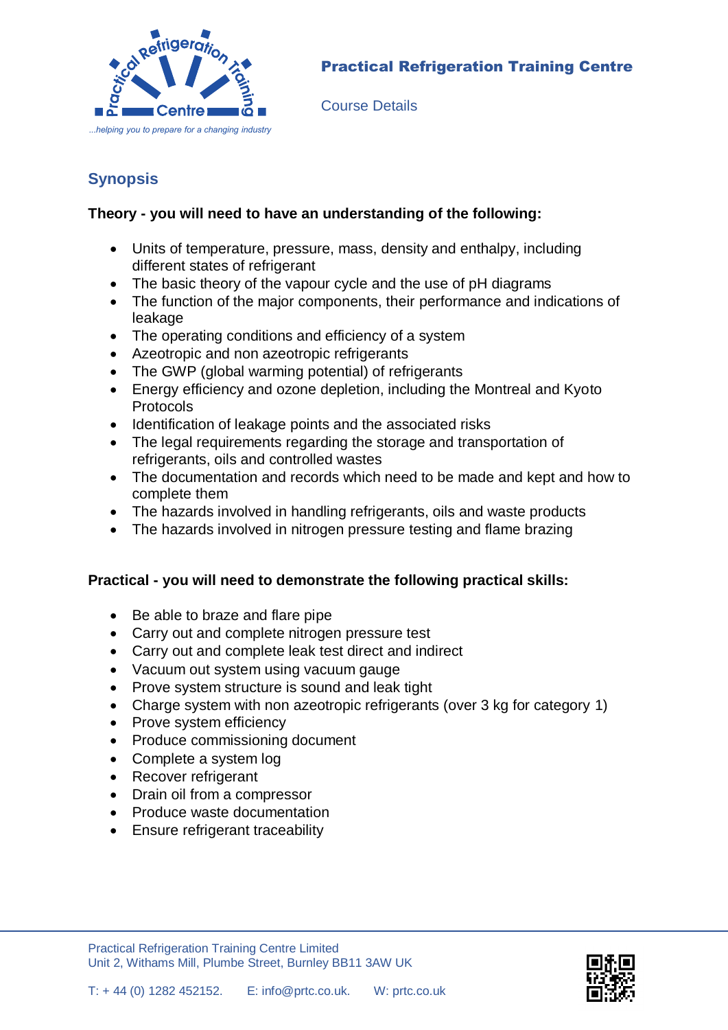Practical Refrigeration Training Centre

Course Details

## Synopsis

**Theory - you will need to have an understanding of the following:**

- Units of temperature, pressure, mass, density and enthalpy, including different states of refrigerant
- The basic theory of the vapour cycle and the use of pH diagrams
- The function of the major components, their performance and indications of leakage
- The operating conditions and efficiency of a system
- Azeotropic and non azeotropic refrigerants
- The GWP (global warming potential) of refrigerants
- Energy efficiency and ozone depletion, including the Montreal and Kyoto Protocols
- Identification of leakage points and the associated risks
- The legal requirements regarding the storage and transportation of refrigerants, oils and controlled wastes
- The documentation and records which need to be made and kept and how to complete them
- The hazards involved in handling refrigerants, oils and waste products
- The hazards involved in nitrogen pressure testing and flame brazing

**Practical - you will need to demonstrate the following practical skills:**

- Be able to braze and flare pipe
- Carry out and complete nitrogen pressure test
- Carry out and complete leak test direct and indirect
- Vacuum out system using vacuum gauge
- Prove system structure is sound and leak tight
- Charge system with non azeotropic refrigerants (over 3 kg for category 1)
- Prove system efficiency
- Produce commissioning document
- Complete a system log
- Recover refrigerant
- Drain oil from a compressor
- Produce waste documentation
- Ensure refrigerant traceability

Practical Refrigeration Training Centre Limited
Unit 2, Withams Mill, Plumbe Street, Burnley BB11 3AW UK

T: + 44 (0) 1282 452152. E: info@prtc.co.uk. W: prtc.co.uk